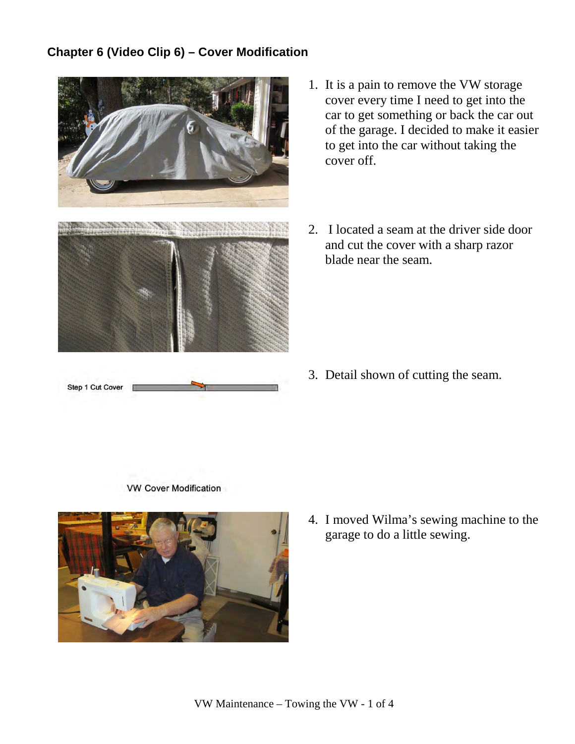## Chapter 6 (Video Clip 6) – Cover Modification

1. It is a pain to remove the VW storage cover every time I need to get into the car to get something or back the car out of the garage. I decided to make it easier to get into the car without taking the cover off.

2. I located a seam at the driver side door and cut the cover with a sharp razor blade near the seam.

3. Detail shown of cutting the seam.

Step 1 Cut Cover

VW Cover Modification

4. I moved Wilma's sewing machine to the garage to do a little sewing.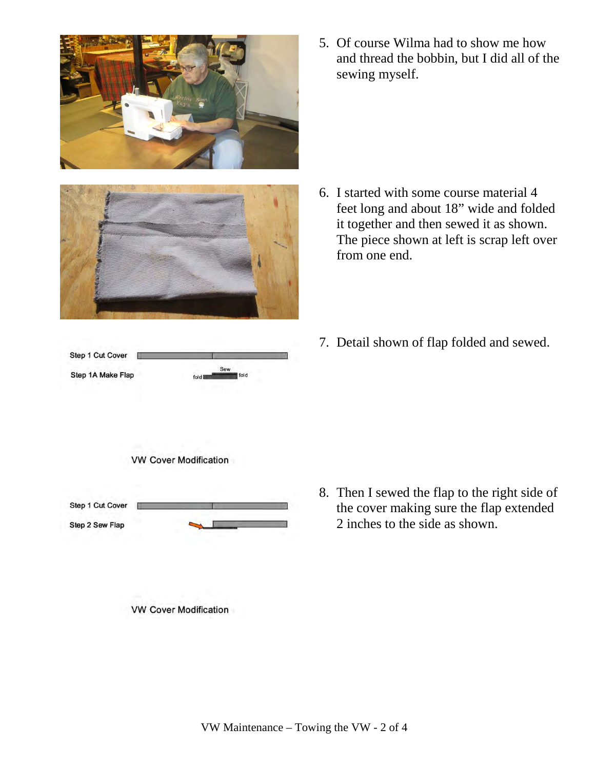5. Of course Wilma had to show me how and thread the bobbin, but I did all of the sewing myself.

6. I started with some course material 4 feet long and about 18" wide and folded it together and then sewed it as shown. The piece shown at left is scrap left over from one end.

Step 1 Cut Cover

Step 1A Make Flap

fold Sew fold

VW Cover Modification

7. Detail shown of flap folded and sewed.

Step 1 Cut Cover

Step 2 Sew Flap

VW Cover Modification

8. Then I sewed the flap to the right side of the cover making sure the flap extended 2 inches to the side as shown.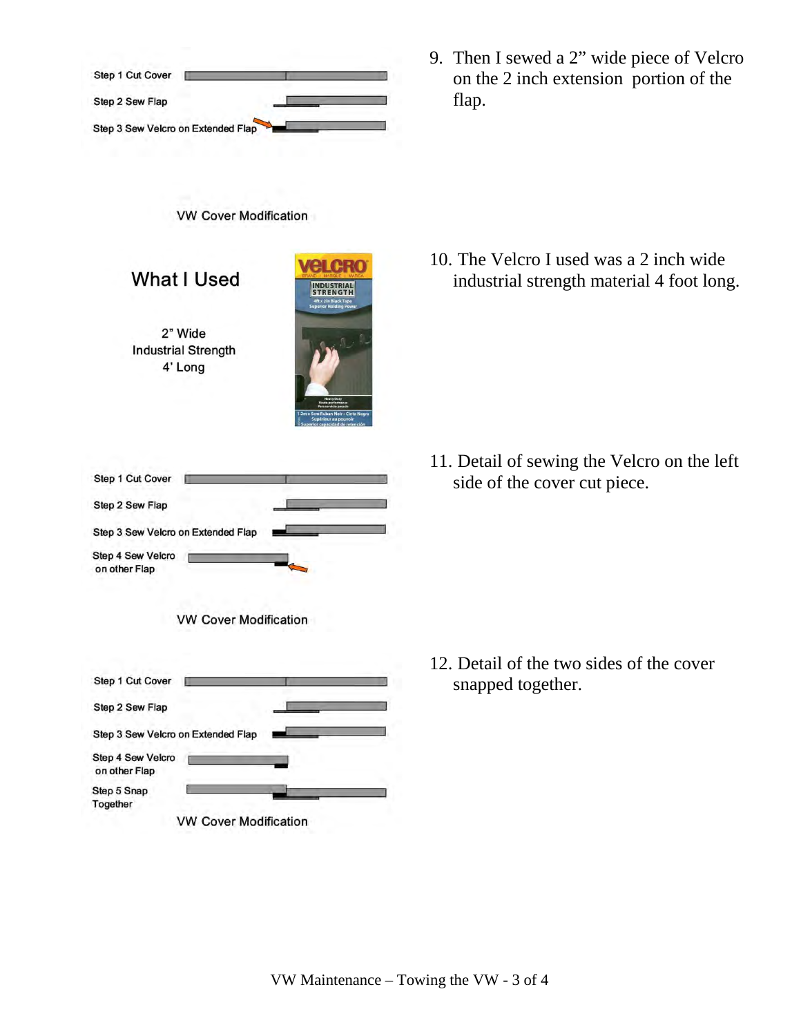Step 1 Cut Cover

Step 2 Sew Flap

Step 3 Sew Velcro on Extended Flap

VW Cover Modification

9. Then I sewed a 2" wide piece of Velcro on the 2 inch extension portion of the flap.

What I Used

2" Wide
Industrial Strength
4' Long

10. The Velcro I used was a 2 inch wide industrial strength material 4 foot long.

Step 1 Cut Cover

Step 2 Sew Flap

Step 3 Sew Velcro on Extended Flap

Step 4 Sew Velcro on other Flap

VW Cover Modification

11. Detail of sewing the Velcro on the left side of the cover cut piece.

Step 1 Cut Cover

Step 2 Sew Flap

Step 3 Sew Velcro on Extended Flap

Step 4 Sew Velcro on other Flap

Step 5 Snap Together

VW Cover Modification

12. Detail of the two sides of the cover snapped together.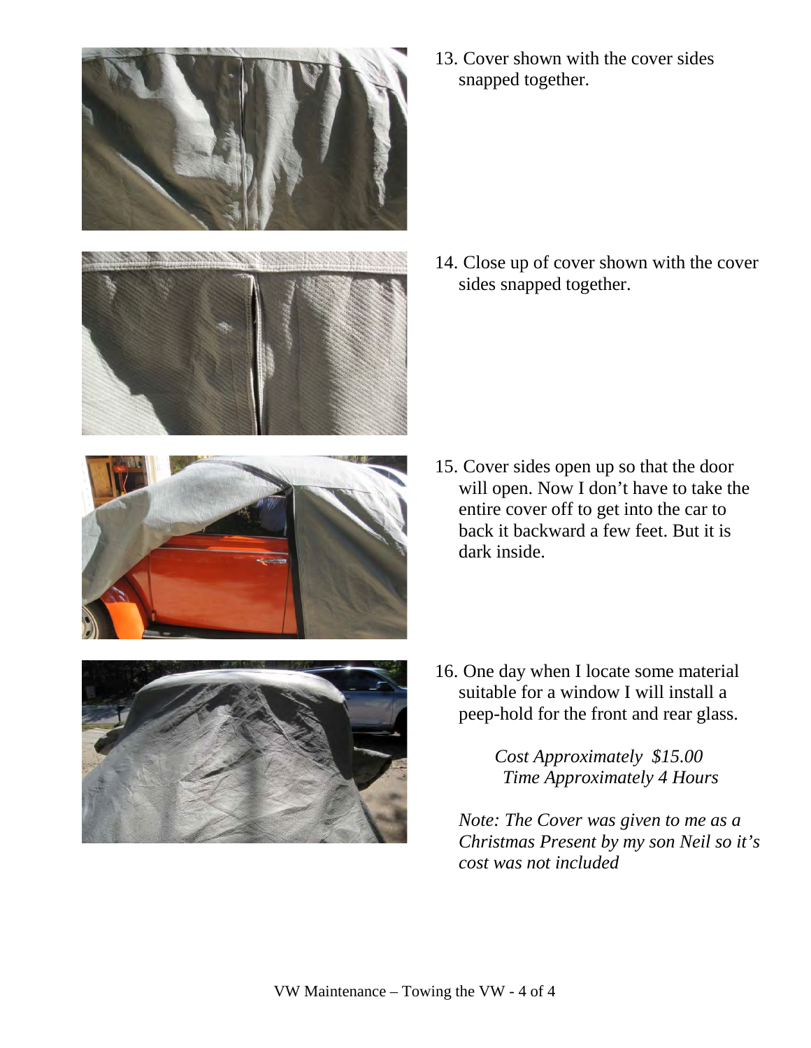13. Cover shown with the cover sides snapped together.

14. Close up of cover shown with the cover sides snapped together.

15. Cover sides open up so that the door will open. Now I don't have to take the entire cover off to get into the car to back it backward a few feet. But it is dark inside.

16. One day when I locate some material suitable for a window I will install a peep-hold for the front and rear glass.

*Cost Approximately $15.00*
*Time Approximately 4 Hours*

*Note: The Cover was given to me as a Christmas Present by my son Neil so it's cost was not included*